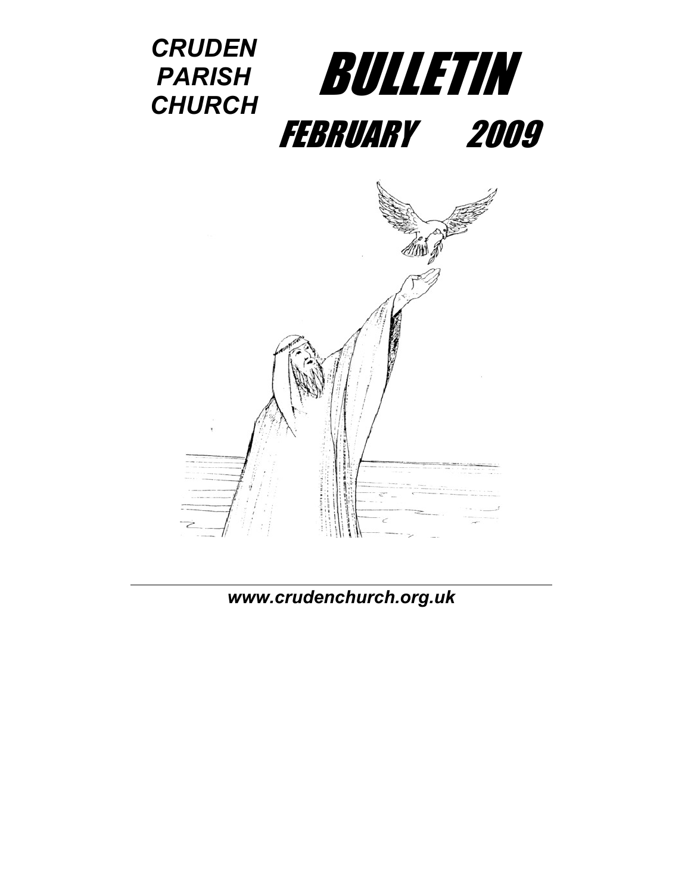*CRUDEN PARISH CHURCH*

# BULLETIN

## FEBRUARY 2009

***www.crudenchurch.org.uk***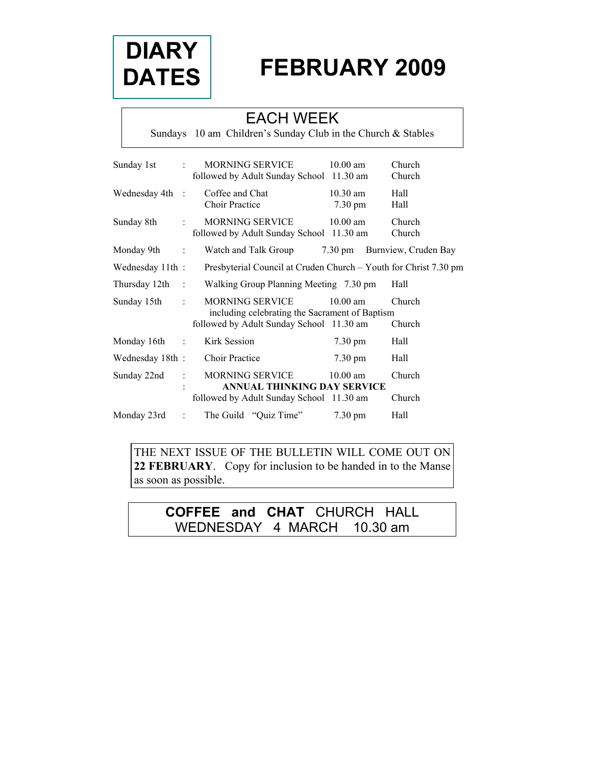# DIARY DATES

# FEBRUARY 2009

## EACH WEEK

Sundays 10 am Children's Sunday Club in the Church & Stables

| Date | | Event | Time | Place |
|---|---|---|---|---|
| Sunday 1st | : | MORNING SERVICE | 10.00 am | Church |
| | | followed by Adult Sunday School | 11.30 am | Church |
| Wednesday 4th | : | Coffee and Chat | 10.30 am | Hall |
| | | Choir Practice | 7.30 pm | Hall |
| Sunday 8th | : | MORNING SERVICE | 10.00 am | Church |
| | | followed by Adult Sunday School | 11.30 am | Church |
| Monday 9th | : | Watch and Talk Group | 7.30 pm | Burnview, Cruden Bay |
| Wednesday 11th | : | Presbyterial Council at Cruden Church – Youth for Christ 7.30 pm | | |
| Thursday 12th | : | Walking Group Planning Meeting | 7.30 pm | Hall |
| Sunday 15th | : | MORNING SERVICE | 10.00 am | Church |
| | | including celebrating the Sacrament of Baptism | | |
| | | followed by Adult Sunday School | 11.30 am | Church |
| Monday 16th | : | Kirk Session | 7.30 pm | Hall |
| Wednesday 18th | : | Choir Practice | 7.30 pm | Hall |
| Sunday 22nd | : | MORNING SERVICE | 10.00 am | Church |
| | : | **ANNUAL THINKING DAY SERVICE** | | |
| | | followed by Adult Sunday School | 11.30 am | Church |
| Monday 23rd | : | The Guild "Quiz Time" | 7.30 pm | Hall |

THE NEXT ISSUE OF THE BULLETIN WILL COME OUT ON **22 FEBRUARY**. Copy for inclusion to be handed in to the Manse as soon as possible.

**COFFEE and CHAT** CHURCH HALL
WEDNESDAY 4 MARCH 10.30 am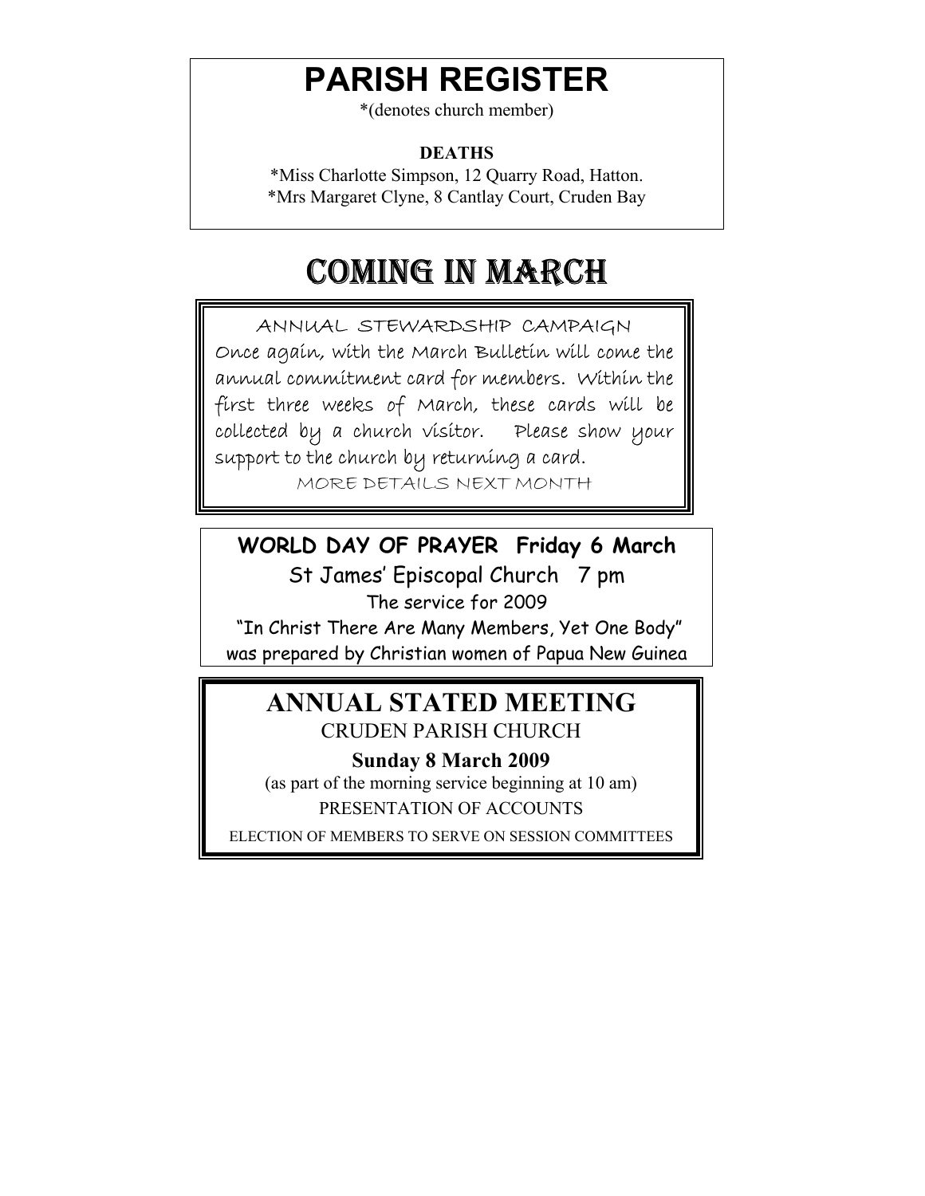# PARISH REGISTER

*(denotes church member)

**DEATHS**

*Miss Charlotte Simpson, 12 Quarry Road, Hatton.
*Mrs Margaret Clyne, 8 Cantlay Court, Cruden Bay

# COMING IN MARCH

ANNUAL STEWARDSHIP CAMPAIGN

Once again, with the March Bulletin will come the annual commitment card for members. Within the first three weeks of March, these cards will be collected by a church visitor. Please show your support to the church by returning a card.

MORE DETAILS NEXT MONTH

**WORLD DAY OF PRAYER Friday 6 March**

St James' Episcopal Church 7 pm

The service for 2009

"In Christ There Are Many Members, Yet One Body"
was prepared by Christian women of Papua New Guinea

## ANNUAL STATED MEETING

CRUDEN PARISH CHURCH

**Sunday 8 March 2009**

(as part of the morning service beginning at 10 am)

PRESENTATION OF ACCOUNTS

ELECTION OF MEMBERS TO SERVE ON SESSION COMMITTEES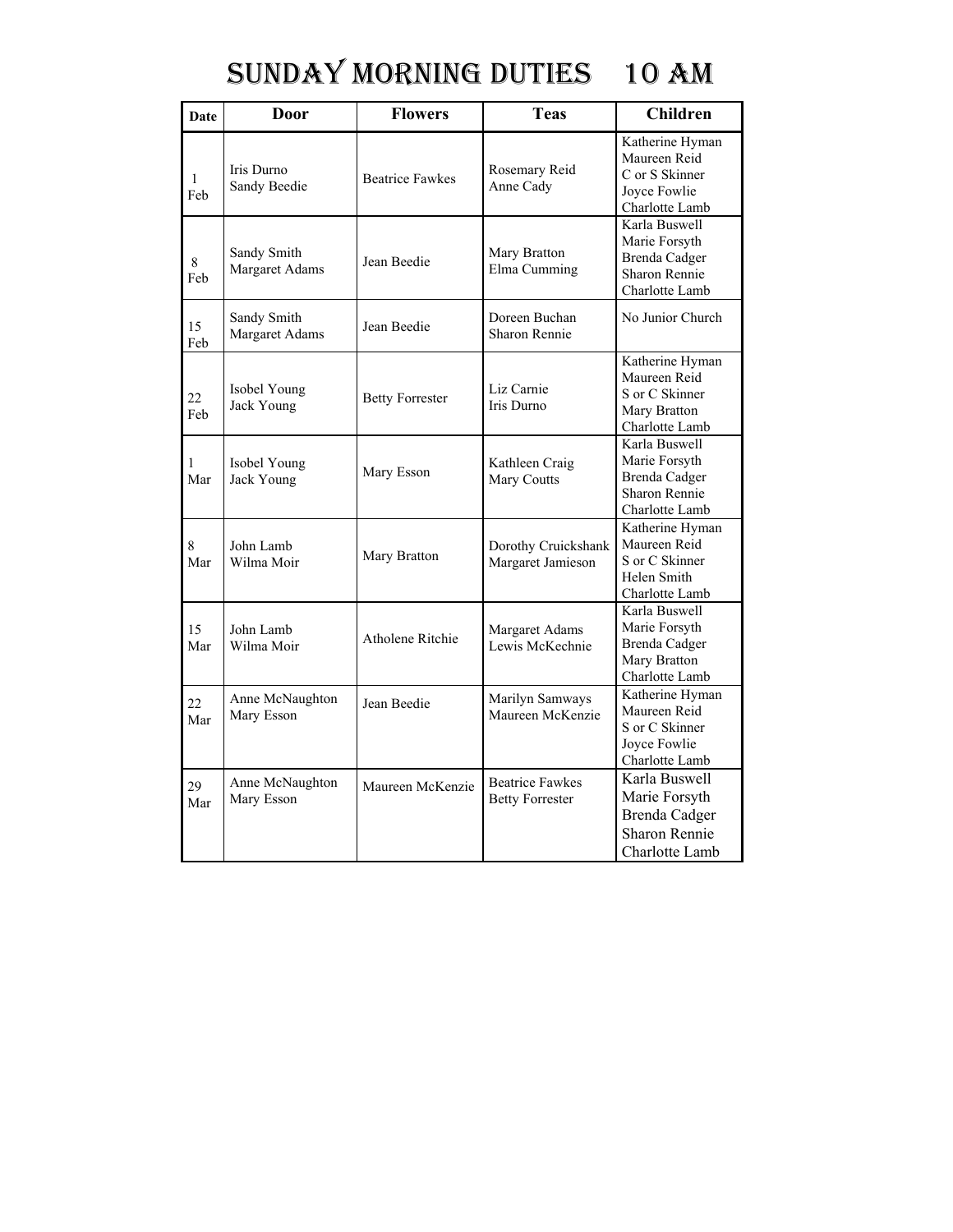# SUNDAY MORNING DUTIES 10 AM

| Date | Door | Flowers | Teas | Children |
|---|---|---|---|---|
| 1 Feb | Iris Durno<br>Sandy Beedie | Beatrice Fawkes | Rosemary Reid<br>Anne Cady | Katherine Hyman<br>Maureen Reid<br>C or S Skinner<br>Joyce Fowlie<br>Charlotte Lamb |
| 8 Feb | Sandy Smith<br>Margaret Adams | Jean Beedie | Mary Bratton<br>Elma Cumming | Karla Buswell<br>Marie Forsyth<br>Brenda Cadger<br>Sharon Rennie<br>Charlotte Lamb |
| 15 Feb | Sandy Smith<br>Margaret Adams | Jean Beedie | Doreen Buchan<br>Sharon Rennie | No Junior Church |
| 22 Feb | Isobel Young<br>Jack Young | Betty Forrester | Liz Carnie<br>Iris Durno | Katherine Hyman<br>Maureen Reid<br>S or C Skinner<br>Mary Bratton<br>Charlotte Lamb |
| 1 Mar | Isobel Young<br>Jack Young | Mary Esson | Kathleen Craig<br>Mary Coutts | Karla Buswell<br>Marie Forsyth<br>Brenda Cadger<br>Sharon Rennie<br>Charlotte Lamb |
| 8 Mar | John Lamb<br>Wilma Moir | Mary Bratton | Dorothy Cruickshank<br>Margaret Jamieson | Katherine Hyman<br>Maureen Reid<br>S or C Skinner<br>Helen Smith<br>Charlotte Lamb |
| 15 Mar | John Lamb<br>Wilma Moir | Atholene Ritchie | Margaret Adams<br>Lewis McKechnie | Karla Buswell<br>Marie Forsyth<br>Brenda Cadger<br>Mary Bratton<br>Charlotte Lamb |
| 22 Mar | Anne McNaughton<br>Mary Esson | Jean Beedie | Marilyn Samways<br>Maureen McKenzie | Katherine Hyman<br>Maureen Reid<br>S or C Skinner<br>Joyce Fowlie<br>Charlotte Lamb |
| 29 Mar | Anne McNaughton<br>Mary Esson | Maureen McKenzie | Beatrice Fawkes<br>Betty Forrester | Karla Buswell<br>Marie Forsyth<br>Brenda Cadger<br>Sharon Rennie<br>Charlotte Lamb |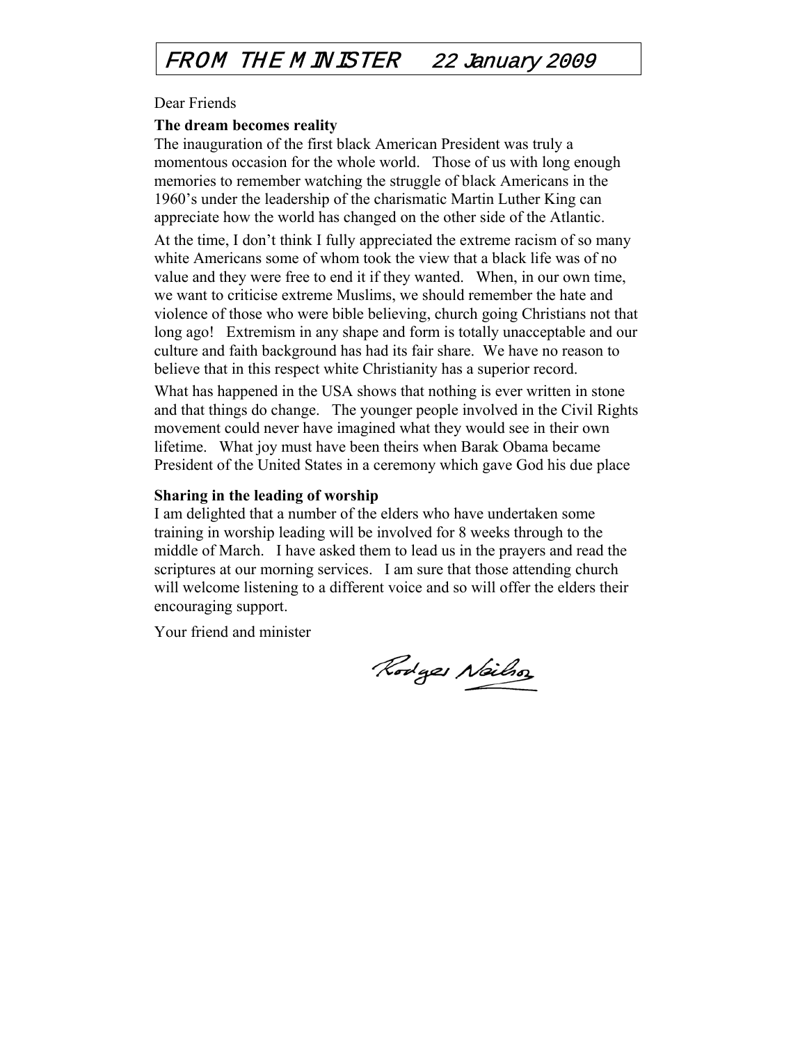# FROM THE MINISTER 22 January 2009

Dear Friends

**The dream becomes reality**

The inauguration of the first black American President was truly a momentous occasion for the whole world. Those of us with long enough memories to remember watching the struggle of black Americans in the 1960's under the leadership of the charismatic Martin Luther King can appreciate how the world has changed on the other side of the Atlantic.

At the time, I don't think I fully appreciated the extreme racism of so many white Americans some of whom took the view that a black life was of no value and they were free to end it if they wanted. When, in our own time, we want to criticise extreme Muslims, we should remember the hate and violence of those who were bible believing, church going Christians not that long ago! Extremism in any shape and form is totally unacceptable and our culture and faith background has had its fair share. We have no reason to believe that in this respect white Christianity has a superior record.

What has happened in the USA shows that nothing is ever written in stone and that things do change. The younger people involved in the Civil Rights movement could never have imagined what they would see in their own lifetime. What joy must have been theirs when Barak Obama became President of the United States in a ceremony which gave God his due place

**Sharing in the leading of worship**

I am delighted that a number of the elders who have undertaken some training in worship leading will be involved for 8 weeks through to the middle of March. I have asked them to lead us in the prayers and read the scriptures at our morning services. I am sure that those attending church will welcome listening to a different voice and so will offer the elders their encouraging support.

Your friend and minister

Rodger Neilson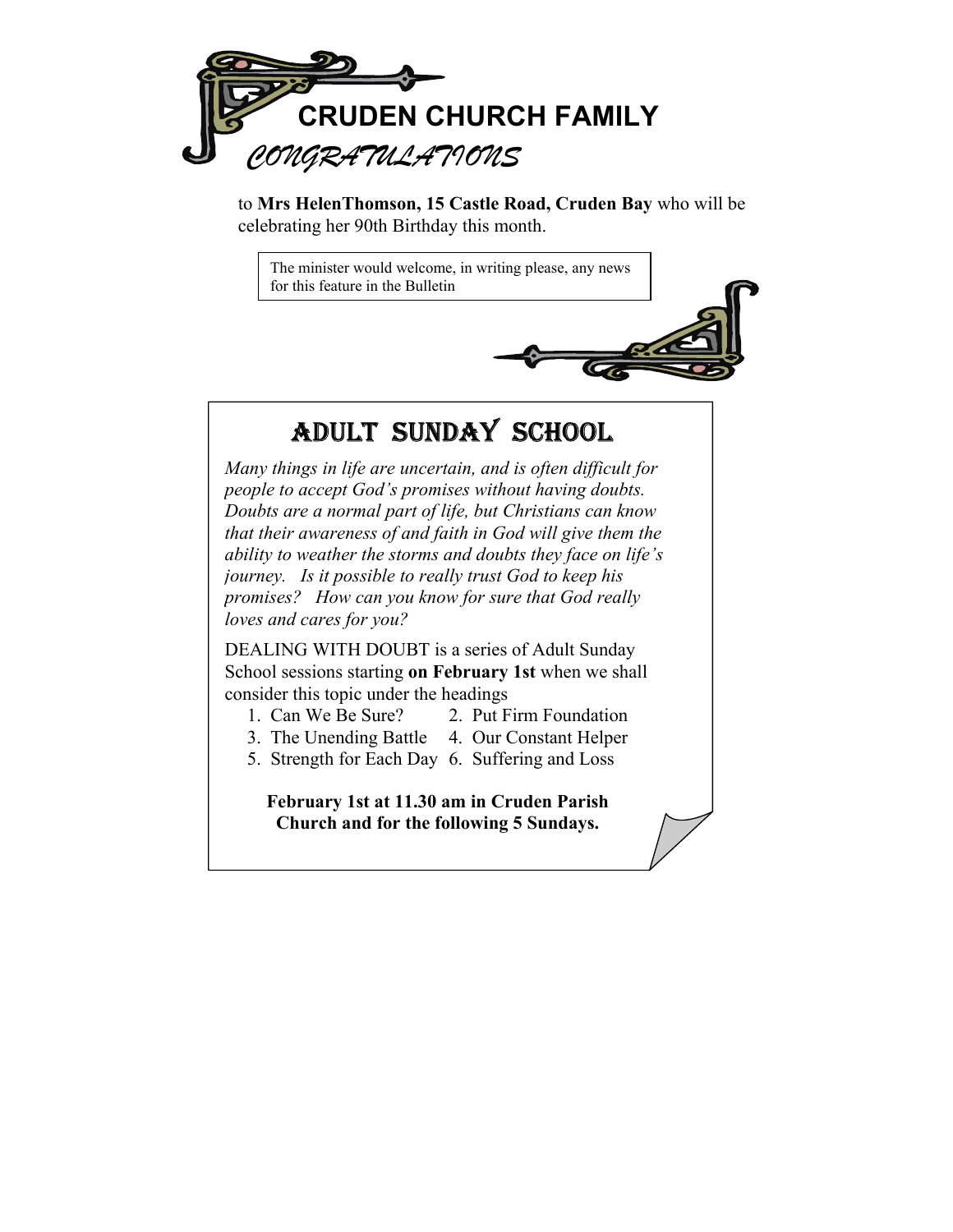# CRUDEN CHURCH FAMILY

## *CONGRATULATIONS*

to **Mrs HelenThomson, 15 Castle Road, Cruden Bay** who will be celebrating her 90th Birthday this month.

The minister would welcome, in writing please, any news for this feature in the Bulletin

## ADULT SUNDAY SCHOOL

*Many things in life are uncertain, and is often difficult for people to accept God's promises without having doubts. Doubts are a normal part of life, but Christians can know that their awareness of and faith in God will give them the ability to weather the storms and doubts they face on life's journey. Is it possible to really trust God to keep his promises? How can you know for sure that God really loves and cares for you?*

DEALING WITH DOUBT is a series of Adult Sunday School sessions starting **on February 1st** when we shall consider this topic under the headings

1. Can We Be Sure?
2. Put Firm Foundation
3. The Unending Battle
4. Our Constant Helper
5. Strength for Each Day
6. Suffering and Loss

**February 1st at 11.30 am in Cruden Parish Church and for the following 5 Sundays.**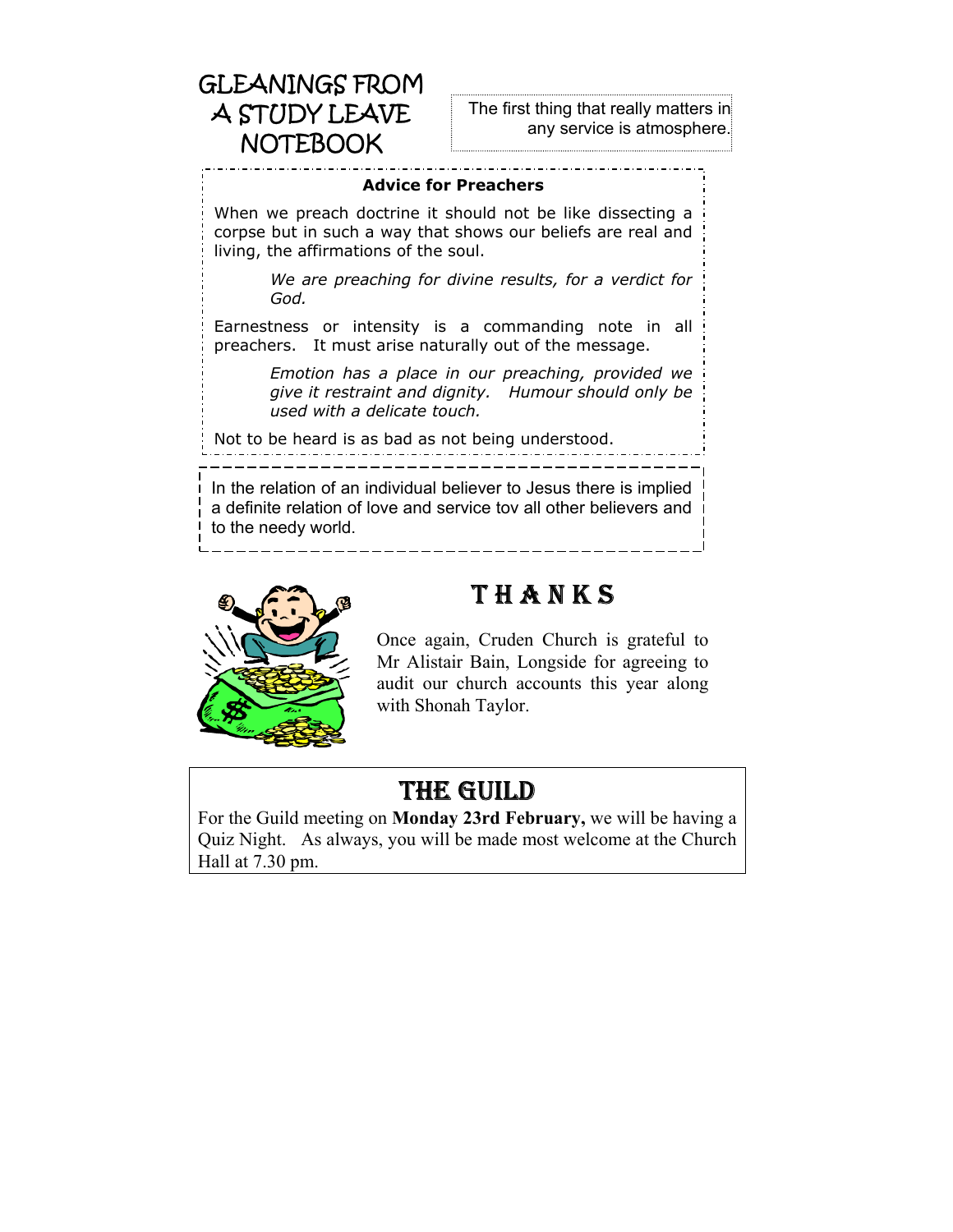# GLEANINGS FROM A STUDY LEAVE NOTEBOOK

The first thing that really matters in any service is atmosphere.

**Advice for Preachers**

When we preach doctrine it should not be like dissecting a corpse but in such a way that shows our beliefs are real and living, the affirmations of the soul.

*We are preaching for divine results, for a verdict for God.*

Earnestness or intensity is a commanding note in all preachers. It must arise naturally out of the message.

*Emotion has a place in our preaching, provided we give it restraint and dignity. Humour should only be used with a delicate touch.*

Not to be heard is as bad as not being understood.

In the relation of an individual believer to Jesus there is implied a definite relation of love and service tov all other believers and to the needy world.

## THANKS

Once again, Cruden Church is grateful to Mr Alistair Bain, Longside for agreeing to audit our church accounts this year along with Shonah Taylor.

## THE GUILD

For the Guild meeting on **Monday 23rd February,** we will be having a Quiz Night. As always, you will be made most welcome at the Church Hall at 7.30 pm.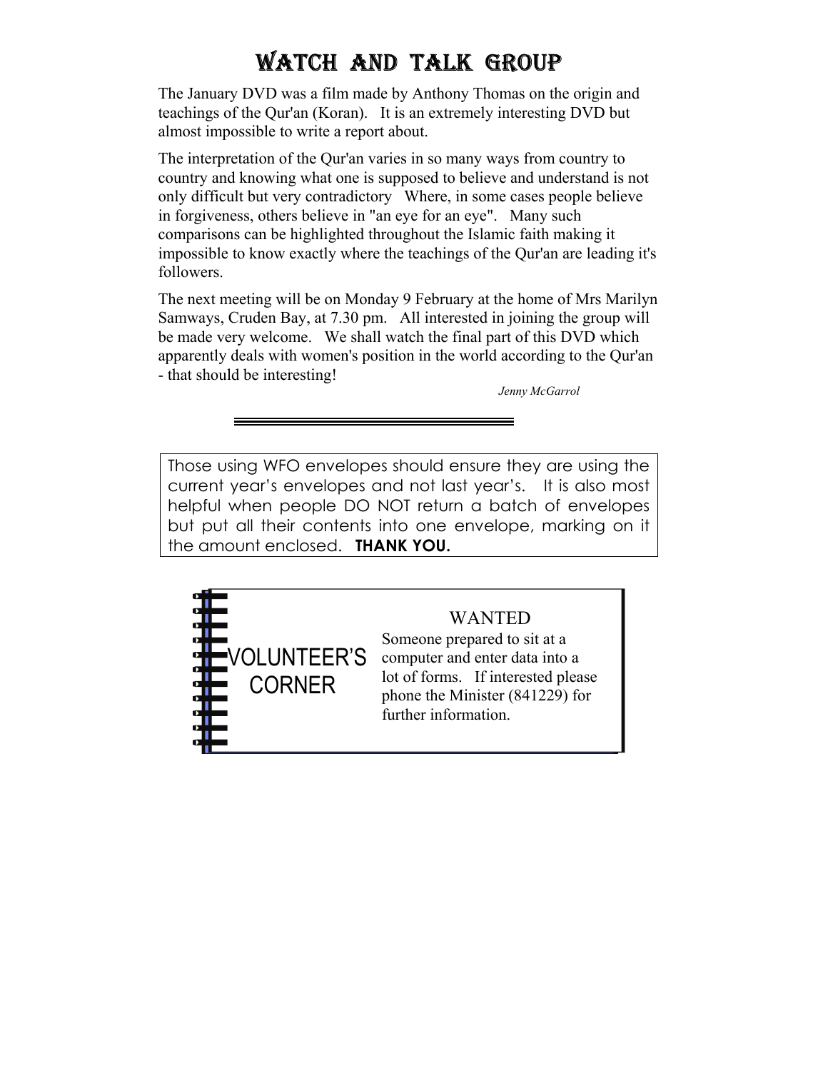# WATCH AND TALK GROUP

The January DVD was a film made by Anthony Thomas on the origin and teachings of the Qur'an (Koran). It is an extremely interesting DVD but almost impossible to write a report about.

The interpretation of the Qur'an varies in so many ways from country to country and knowing what one is supposed to believe and understand is not only difficult but very contradictory Where, in some cases people believe in forgiveness, others believe in "an eye for an eye". Many such comparisons can be highlighted throughout the Islamic faith making it impossible to know exactly where the teachings of the Qur'an are leading it's followers.

The next meeting will be on Monday 9 February at the home of Mrs Marilyn Samways, Cruden Bay, at 7.30 pm. All interested in joining the group will be made very welcome. We shall watch the final part of this DVD which apparently deals with women's position in the world according to the Qur'an - that should be interesting!

*Jenny McGarrol*

---

Those using WFO envelopes should ensure they are using the current year's envelopes and not last year's. It is also most helpful when people DO NOT return a batch of envelopes but put all their contents into one envelope, marking on it the amount enclosed. **THANK YOU.**

## VOLUNTEER'S CORNER

WANTED

Someone prepared to sit at a computer and enter data into a lot of forms. If interested please phone the Minister (841229) for further information.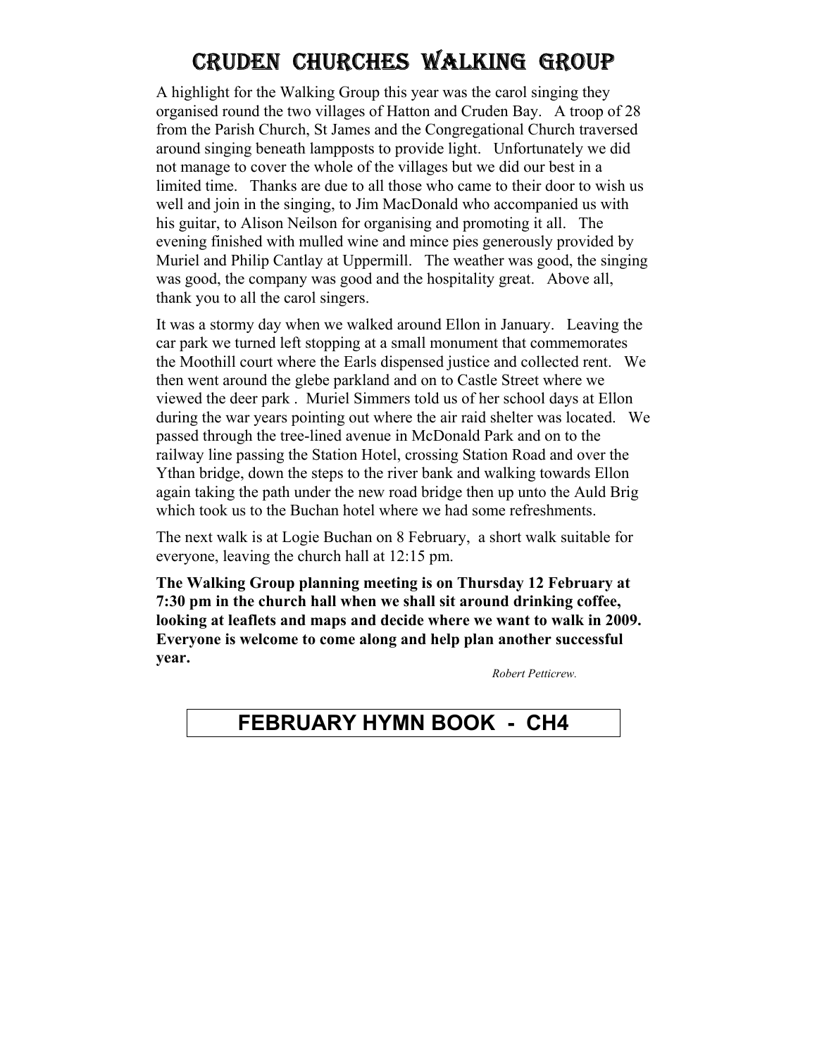# CRUDEN CHURCHES WALKING GROUP

A highlight for the Walking Group this year was the carol singing they organised round the two villages of Hatton and Cruden Bay. A troop of 28 from the Parish Church, St James and the Congregational Church traversed around singing beneath lampposts to provide light. Unfortunately we did not manage to cover the whole of the villages but we did our best in a limited time. Thanks are due to all those who came to their door to wish us well and join in the singing, to Jim MacDonald who accompanied us with his guitar, to Alison Neilson for organising and promoting it all. The evening finished with mulled wine and mince pies generously provided by Muriel and Philip Cantlay at Uppermill. The weather was good, the singing was good, the company was good and the hospitality great. Above all, thank you to all the carol singers.

It was a stormy day when we walked around Ellon in January. Leaving the car park we turned left stopping at a small monument that commemorates the Moothill court where the Earls dispensed justice and collected rent. We then went around the glebe parkland and on to Castle Street where we viewed the deer park . Muriel Simmers told us of her school days at Ellon during the war years pointing out where the air raid shelter was located. We passed through the tree-lined avenue in McDonald Park and on to the railway line passing the Station Hotel, crossing Station Road and over the Ythan bridge, down the steps to the river bank and walking towards Ellon again taking the path under the new road bridge then up unto the Auld Brig which took us to the Buchan hotel where we had some refreshments.

The next walk is at Logie Buchan on 8 February, a short walk suitable for everyone, leaving the church hall at 12:15 pm.

**The Walking Group planning meeting is on Thursday 12 February at 7:30 pm in the church hall when we shall sit around drinking coffee, looking at leaflets and maps and decide where we want to walk in 2009. Everyone is welcome to come along and help plan another successful year.**

*Robert Petticrew.*

## FEBRUARY HYMN BOOK - CH4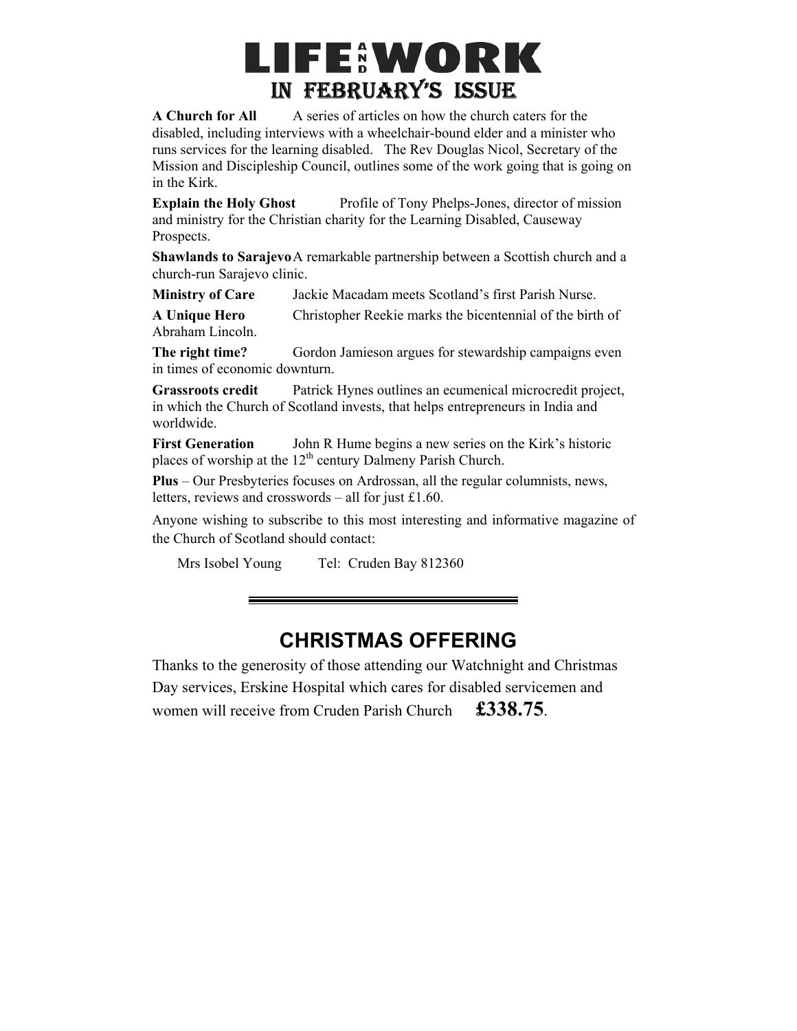# LIFE AND WORK

## IN FEBRUARY'S ISSUE

**A Church for All** A series of articles on how the church caters for the disabled, including interviews with a wheelchair-bound elder and a minister who runs services for the learning disabled. The Rev Douglas Nicol, Secretary of the Mission and Discipleship Council, outlines some of the work going that is going on in the Kirk.

**Explain the Holy Ghost** Profile of Tony Phelps-Jones, director of mission and ministry for the Christian charity for the Learning Disabled, Causeway Prospects.

**Shawlands to Sarajevo** A remarkable partnership between a Scottish church and a church-run Sarajevo clinic.

**Ministry of Care** Jackie Macadam meets Scotland's first Parish Nurse.

**A Unique Hero** Christopher Reekie marks the bicentennial of the birth of Abraham Lincoln.

**The right time?** Gordon Jamieson argues for stewardship campaigns even in times of economic downturn.

**Grassroots credit** Patrick Hynes outlines an ecumenical microcredit project, in which the Church of Scotland invests, that helps entrepreneurs in India and worldwide.

**First Generation** John R Hume begins a new series on the Kirk's historic places of worship at the 12th century Dalmeny Parish Church.

**Plus** – Our Presbyteries focuses on Ardrossan, all the regular columnists, news, letters, reviews and crosswords – all for just £1.60.

Anyone wishing to subscribe to this most interesting and informative magazine of the Church of Scotland should contact:

Mrs Isobel Young Tel: Cruden Bay 812360

---

## CHRISTMAS OFFERING

Thanks to the generosity of those attending our Watchnight and Christmas Day services, Erskine Hospital which cares for disabled servicemen and women will receive from Cruden Parish Church **£338.75**.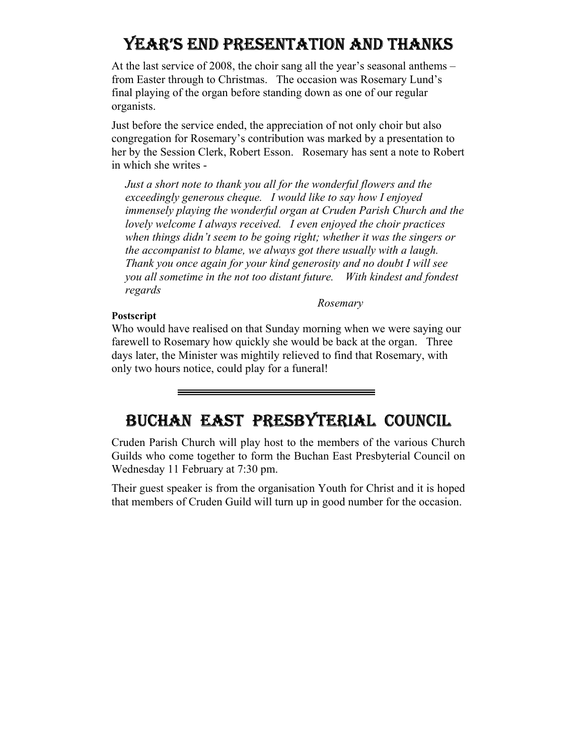# Year's End Presentation and Thanks

At the last service of 2008, the choir sang all the year's seasonal anthems – from Easter through to Christmas. The occasion was Rosemary Lund's final playing of the organ before standing down as one of our regular organists.

Just before the service ended, the appreciation of not only choir but also congregation for Rosemary's contribution was marked by a presentation to her by the Session Clerk, Robert Esson. Rosemary has sent a note to Robert in which she writes -

> *Just a short note to thank you all for the wonderful flowers and the exceedingly generous cheque. I would like to say how I enjoyed immensely playing the wonderful organ at Cruden Parish Church and the lovely welcome I always received. I even enjoyed the choir practices when things didn't seem to be going right; whether it was the singers or the accompanist to blame, we always got there usually with a laugh. Thank you once again for your kind generosity and no doubt I will see you all sometime in the not too distant future. With kindest and fondest regards*
>
> *Rosemary*

**Postscript**

Who would have realised on that Sunday morning when we were saying our farewell to Rosemary how quickly she would be back at the organ. Three days later, the Minister was mightily relieved to find that Rosemary, with only two hours notice, could play for a funeral!

---

# Buchan East Presbyterial Council

Cruden Parish Church will play host to the members of the various Church Guilds who come together to form the Buchan East Presbyterial Council on Wednesday 11 February at 7:30 pm.

Their guest speaker is from the organisation Youth for Christ and it is hoped that members of Cruden Guild will turn up in good number for the occasion.